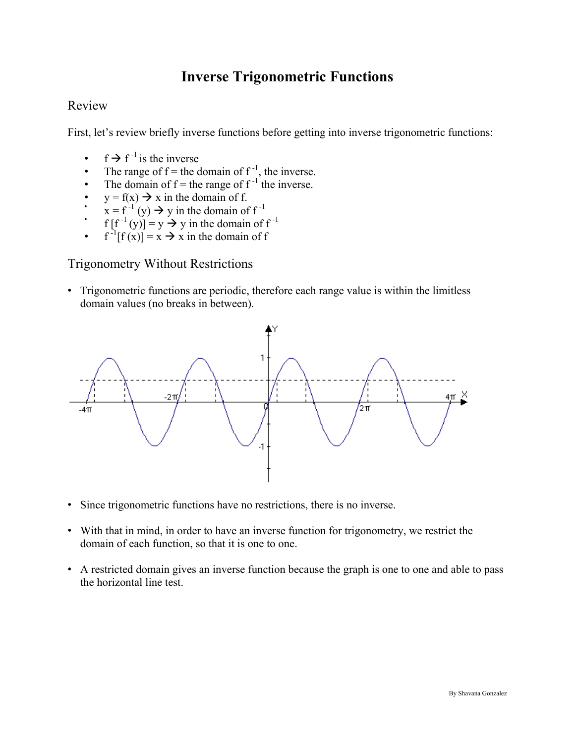# Inverse Trigonometric Functions

## Review

First, let's review briefly inverse functions before getting into inverse trigonometric functions:

- $f \rightarrow f^{-1}$ is the inverse
- The range of f = the domain of $f^{-1}$, the inverse.
- The domain of f = the range of $f^{-1}$ the inverse.
- $y = f(x) \rightarrow x$ in the domain of f.
- $x = f^{-1}(y) \rightarrow y$ in the domain of $f^{-1}$
- $f[f^{-1}(y)] = y \rightarrow y$ in the domain of $f^{-1}$
- $f^{-1}[f(x)] = x \rightarrow x$ in the domain of f

## Trigonometry Without Restrictions

- Trigonometric functions are periodic, therefore each range value is within the limitless domain values (no breaks in between).

- Since trigonometric functions have no restrictions, there is no inverse.

- With that in mind, in order to have an inverse function for trigonometry, we restrict the domain of each function, so that it is one to one.

- A restricted domain gives an inverse function because the graph is one to one and able to pass the horizontal line test.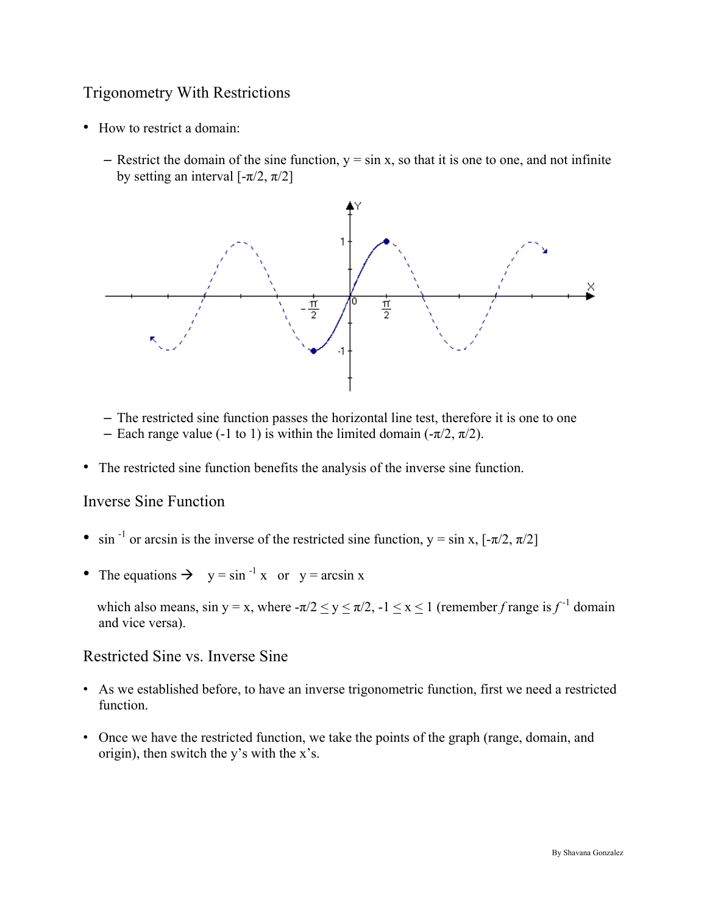## Trigonometry With Restrictions

- How to restrict a domain:
  - Restrict the domain of the sine function, $y = \sin x$, so that it is one to one, and not infinite by setting an interval $[-\pi/2, \pi/2]$
  - The restricted sine function passes the horizontal line test, therefore it is one to one
  - Each range value (-1 to 1) is within the limited domain $(-\pi/2, \pi/2)$.
- The restricted sine function benefits the analysis of the inverse sine function.

## Inverse Sine Function

- $\sin^{-1}$ or arcsin is the inverse of the restricted sine function, $y = \sin x$, $[-\pi/2, \pi/2]$
- The equations → $y = \sin^{-1} x$ or $y = \arcsin x$

  which also means, $\sin y = x$, where $-\pi/2 \leq y \leq \pi/2$, $-1 \leq x \leq 1$ (remember $f$ range is $f^{-1}$ domain and vice versa).

## Restricted Sine vs. Inverse Sine

- As we established before, to have an inverse trigonometric function, first we need a restricted function.
- Once we have the restricted function, we take the points of the graph (range, domain, and origin), then switch the y's with the x's.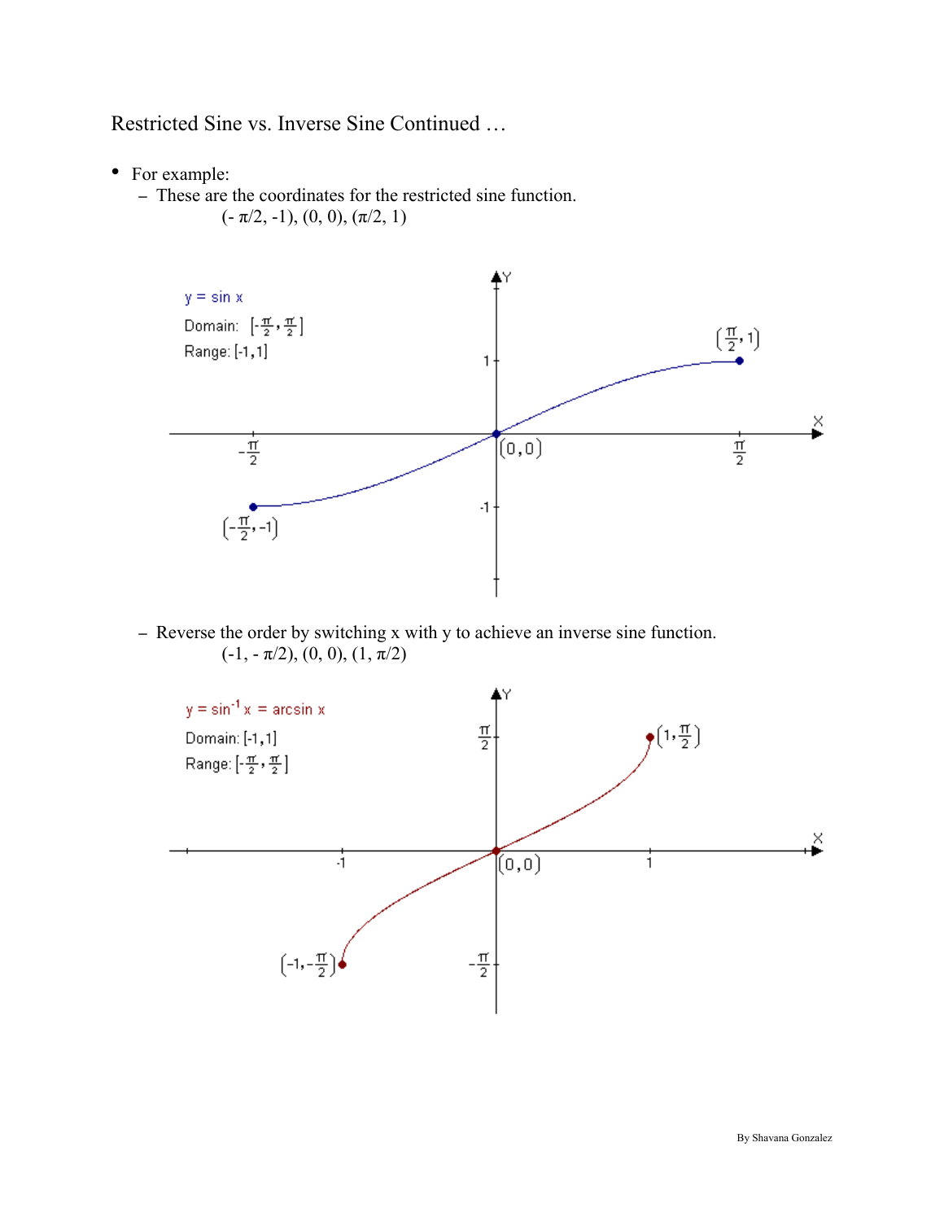# Restricted Sine vs. Inverse Sine Continued …

- For example:
  - These are the coordinates for the restricted sine function.

    $(-\pi/2, -1)$, $(0, 0)$, $(\pi/2, 1)$

  - Reverse the order by switching x with y to achieve an inverse sine function.

    $(-1, -\pi/2)$, $(0, 0)$, $(1, \pi/2)$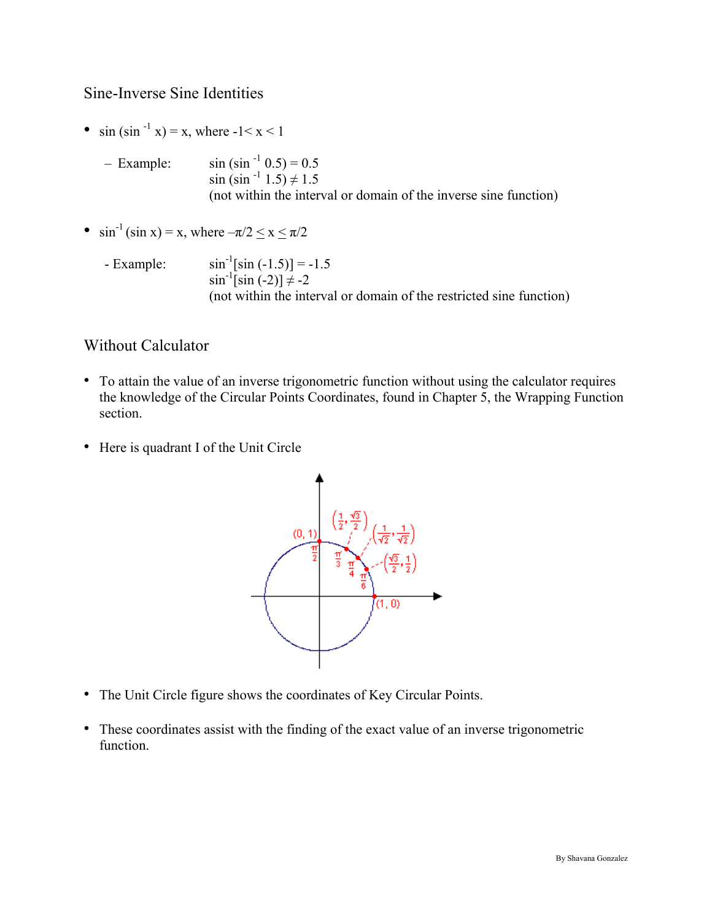## Sine-Inverse Sine Identities

- $\sin(\sin^{-1} x) = x$, where $-1 < x < 1$
  - Example: $\sin(\sin^{-1} 0.5) = 0.5$
    $\sin(\sin^{-1} 1.5) \neq 1.5$
    (not within the interval or domain of the inverse sine function)

- $\sin^{-1}(\sin x) = x$, where $-\pi/2 \leq x \leq \pi/2$
  - Example: $\sin^{-1}[\sin(-1.5)] = -1.5$
    $\sin^{-1}[\sin(-2)] \neq -2$
    (not within the interval or domain of the restricted sine function)

## Without Calculator

- To attain the value of an inverse trigonometric function without using the calculator requires the knowledge of the Circular Points Coordinates, found in Chapter 5, the Wrapping Function section.

- Here is quadrant I of the Unit Circle

- The Unit Circle figure shows the coordinates of Key Circular Points.

- These coordinates assist with the finding of the exact value of an inverse trigonometric function.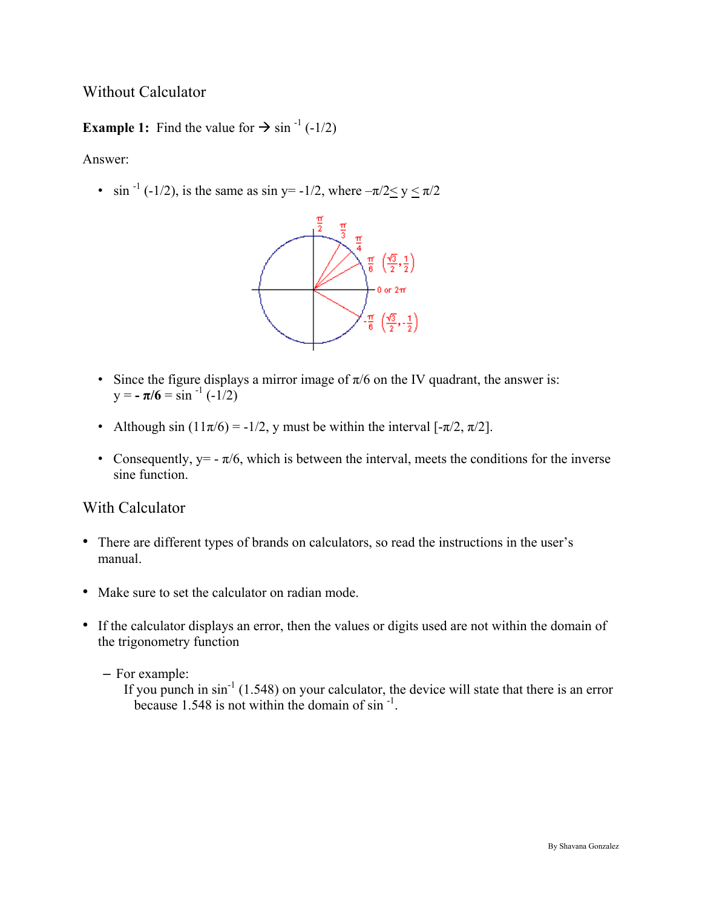## Without Calculator

**Example 1:** Find the value for → $\sin^{-1}(-1/2)$

Answer:

- $\sin^{-1}(-1/2)$, is the same as $\sin y = -1/2$, where $-\pi/2 \leq y \leq \pi/2$

- Since the figure displays a mirror image of $\pi/6$ on the IV quadrant, the answer is: $y = \mathbf{-\pi/6} = \sin^{-1}(-1/2)$

- Although $\sin(11\pi/6) = -1/2$, y must be within the interval $[-\pi/2, \pi/2]$.

- Consequently, $y = -\pi/6$, which is between the interval, meets the conditions for the inverse sine function.

## With Calculator

- There are different types of brands on calculators, so read the instructions in the user's manual.

- Make sure to set the calculator on radian mode.

- If the calculator displays an error, then the values or digits used are not within the domain of the trigonometry function

  - For example:
    If you punch in $\sin^{-1}(1.548)$ on your calculator, the device will state that there is an error because 1.548 is not within the domain of $\sin^{-1}$.

By Shavana Gonzalez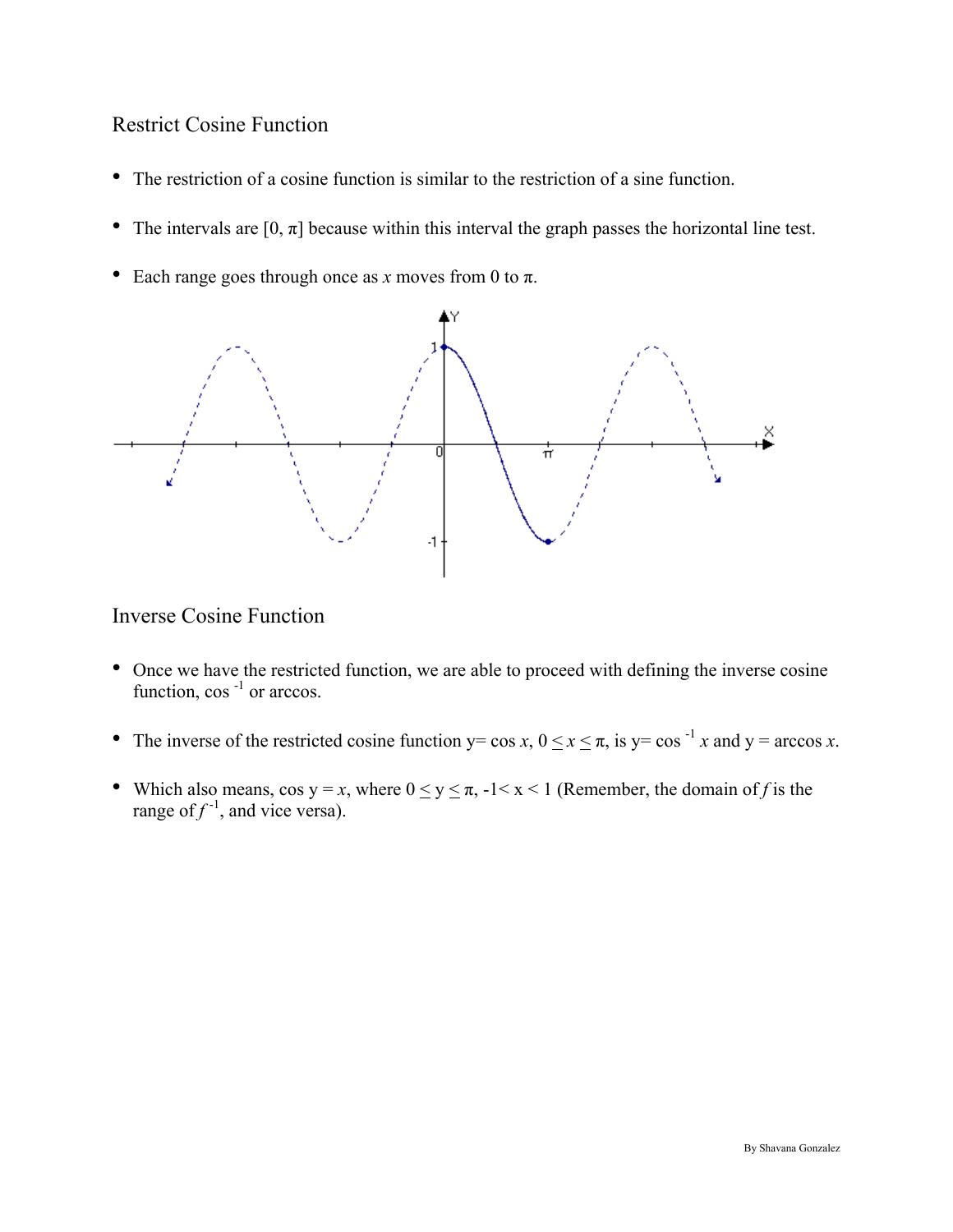## Restrict Cosine Function

- The restriction of a cosine function is similar to the restriction of a sine function.
- The intervals are $[0, \pi]$ because within this interval the graph passes the horizontal line test.
- Each range goes through once as $x$ moves from 0 to $\pi$.

## Inverse Cosine Function

- Once we have the restricted function, we are able to proceed with defining the inverse cosine function, $\cos^{-1}$ or arccos.
- The inverse of the restricted cosine function $y = \cos x$, $0 \leq x \leq \pi$, is $y = \cos^{-1} x$ and $y = \arccos x$.
- Which also means, $\cos y = x$, where $0 \leq y \leq \pi$, $-1 < x < 1$ (Remember, the domain of $f$ is the range of $f^{-1}$, and vice versa).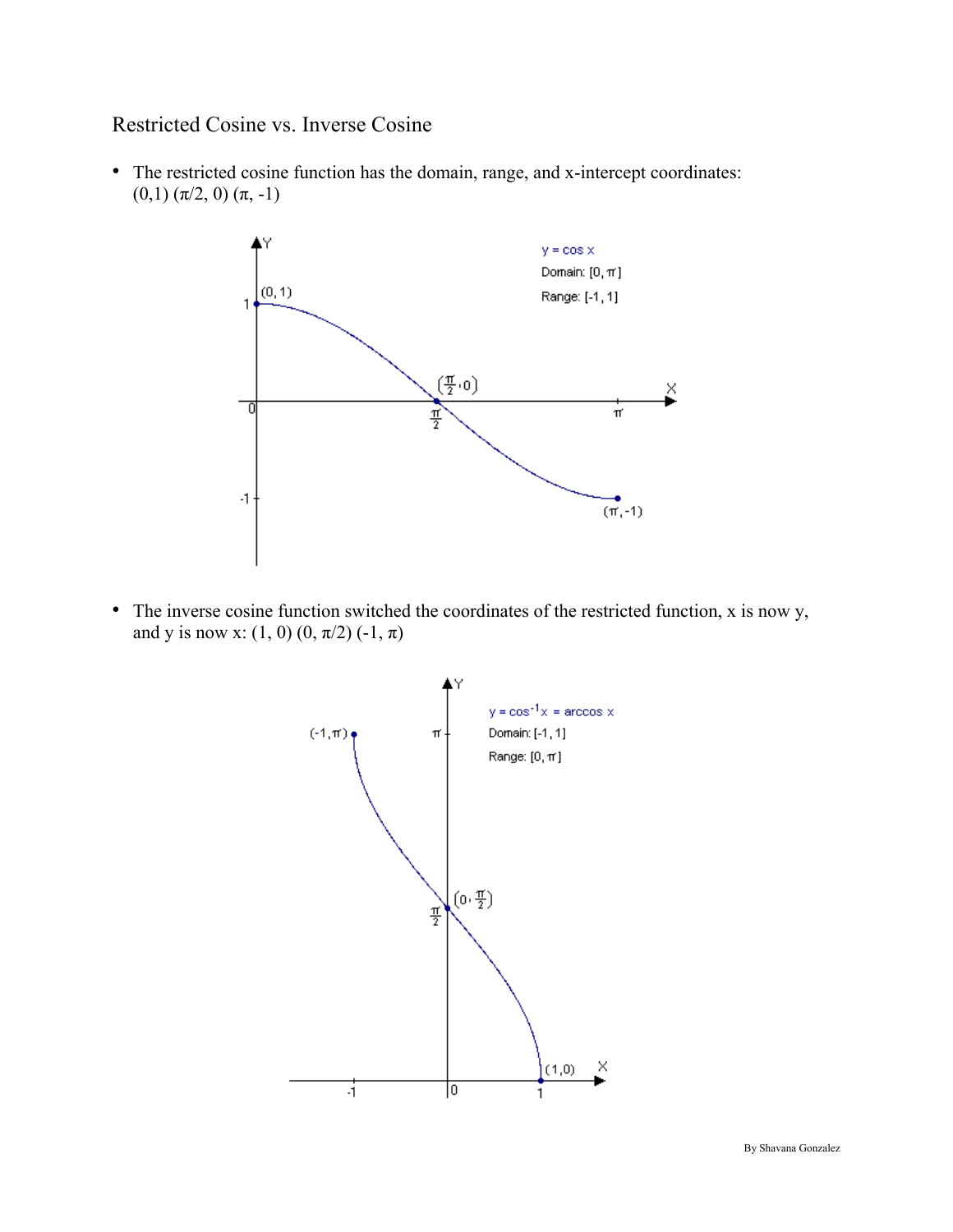Restricted Cosine vs. Inverse Cosine

- The restricted cosine function has the domain, range, and x-intercept coordinates: $(0,1)$ $(\pi/2, 0)$ $(\pi, -1)$

- The inverse cosine function switched the coordinates of the restricted function, x is now y, and y is now x: $(1, 0)$ $(0, \pi/2)$ $(-1, \pi)$

By Shavana Gonzalez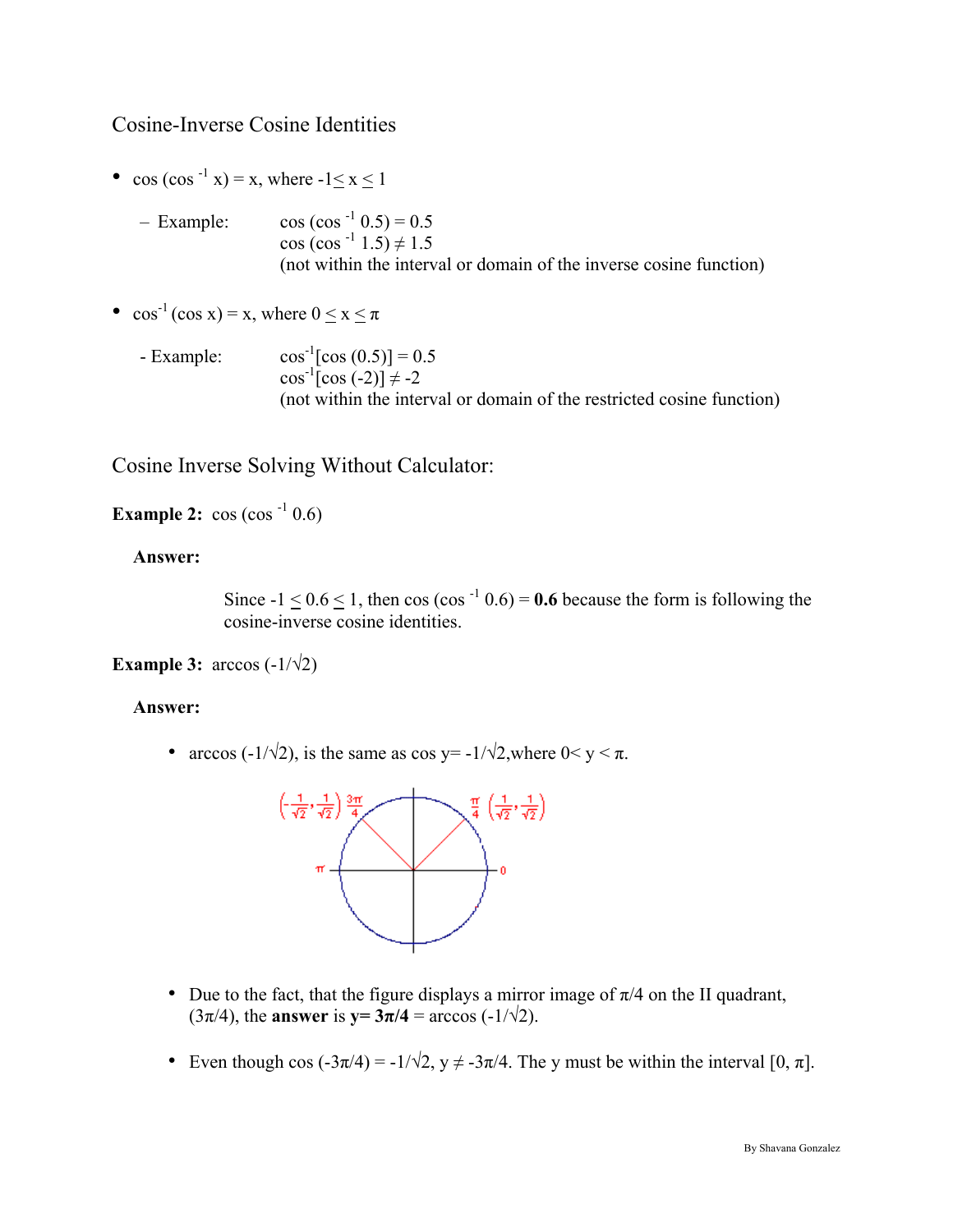## Cosine-Inverse Cosine Identities

- $\cos(\cos^{-1} x) = x$, where $-1 \leq x \leq 1$
  - Example: $\cos(\cos^{-1} 0.5) = 0.5$
    $\cos(\cos^{-1} 1.5) \neq 1.5$
    (not within the interval or domain of the inverse cosine function)

- $\cos^{-1}(\cos x) = x$, where $0 \leq x \leq \pi$
  - Example: $\cos^{-1}[\cos(0.5)] = 0.5$
    $\cos^{-1}[\cos(-2)] \neq -2$
    (not within the interval or domain of the restricted cosine function)

## Cosine Inverse Solving Without Calculator:

**Example 2:** $\cos(\cos^{-1} 0.6)$

**Answer:**

Since $-1 \leq 0.6 \leq 1$, then $\cos(\cos^{-1} 0.6) =$ **0.6** because the form is following the cosine-inverse cosine identities.

**Example 3:** $\arccos(-1/\sqrt{2})$

**Answer:**

- $\arccos(-1/\sqrt{2})$, is the same as $\cos y = -1/\sqrt{2}$, where $0 < y < \pi$.

- Due to the fact, that the figure displays a mirror image of $\pi/4$ on the II quadrant, $(3\pi/4)$, the **answer** is $\mathbf{y = 3\pi/4} = \arccos(-1/\sqrt{2})$.

- Even though $\cos(-3\pi/4) = -1/\sqrt{2}$, $y \neq -3\pi/4$. The y must be within the interval $[0, \pi]$.

By Shavana Gonzalez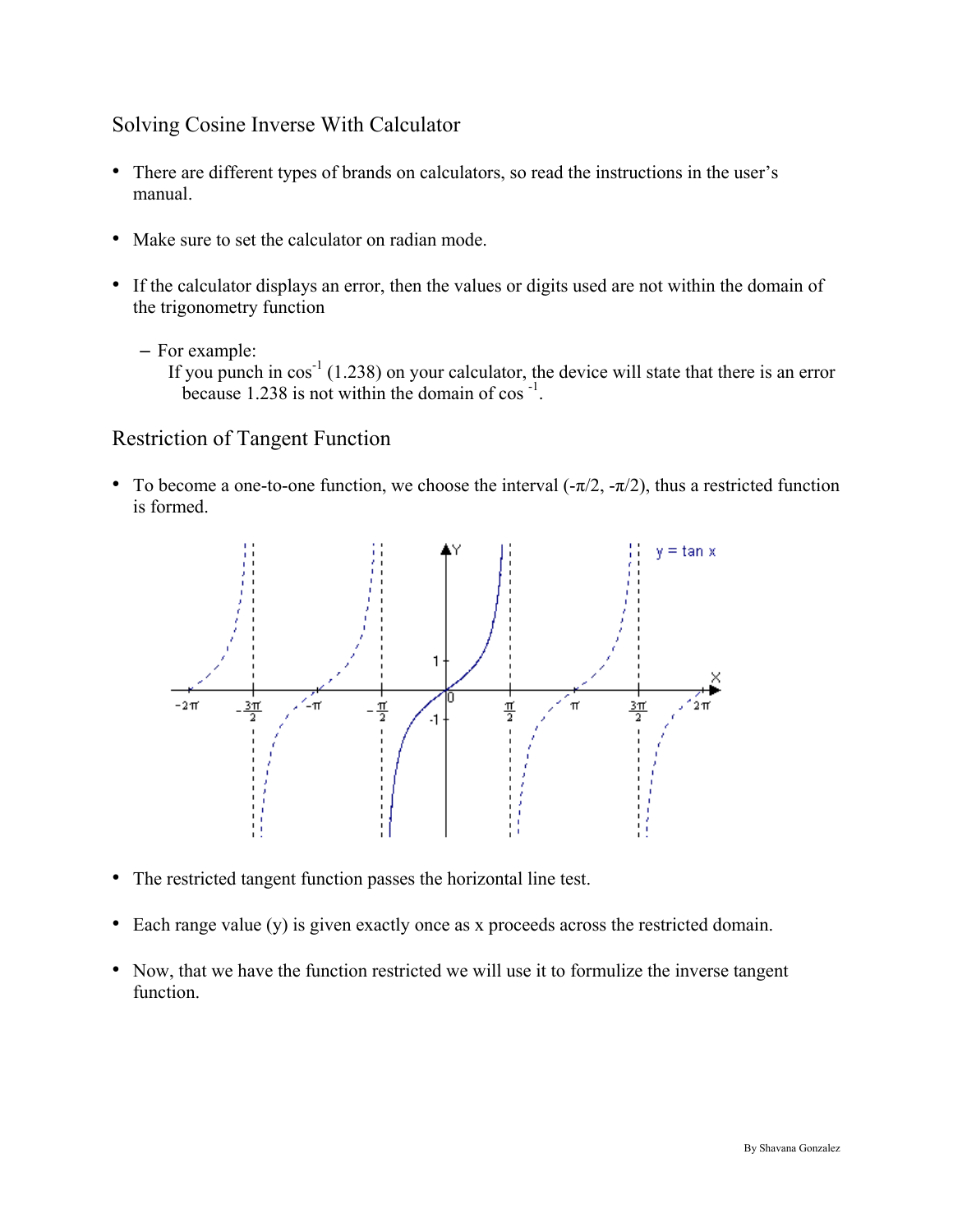## Solving Cosine Inverse With Calculator

- There are different types of brands on calculators, so read the instructions in the user's manual.
- Make sure to set the calculator on radian mode.
- If the calculator displays an error, then the values or digits used are not within the domain of the trigonometry function
  - For example:
    If you punch in $\cos^{-1}$ (1.238) on your calculator, the device will state that there is an error because 1.238 is not within the domain of $\cos^{-1}$.

## Restriction of Tangent Function

- To become a one-to-one function, we choose the interval ($-\pi/2$, $-\pi/2$), thus a restricted function is formed.

- The restricted tangent function passes the horizontal line test.
- Each range value (y) is given exactly once as x proceeds across the restricted domain.
- Now, that we have the function restricted we will use it to formulize the inverse tangent function.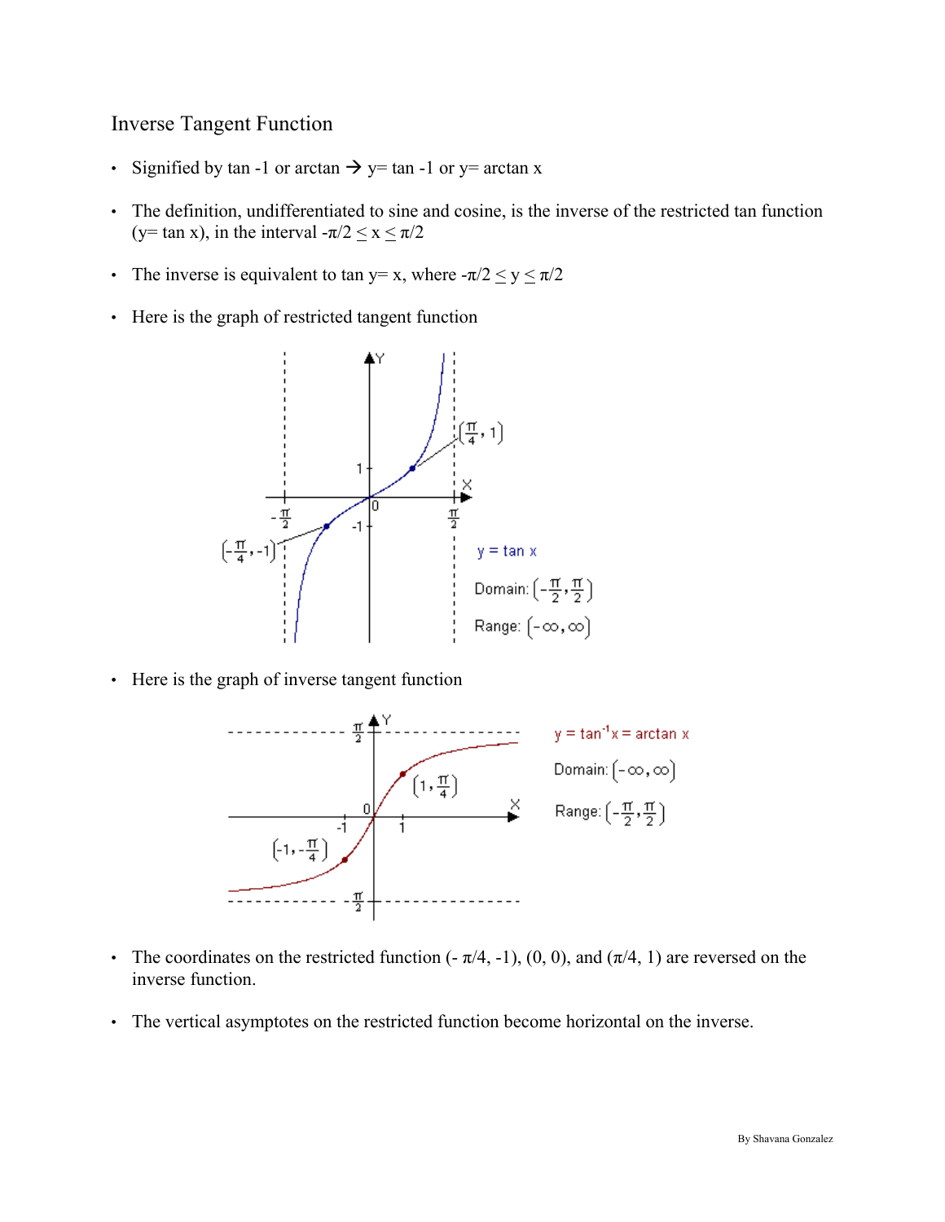# Inverse Tangent Function

- Signified by tan -1 or arctan → y= tan -1 or y= arctan x
- The definition, undifferentiated to sine and cosine, is the inverse of the restricted tan function (y= tan x), in the interval $-\pi/2 \leq x \leq \pi/2$
- The inverse is equivalent to tan y= x, where $-\pi/2 \leq y \leq \pi/2$
- Here is the graph of restricted tangent function

- Here is the graph of inverse tangent function

- The coordinates on the restricted function $(-\pi/4, -1)$, $(0, 0)$, and $(\pi/4, 1)$ are reversed on the inverse function.
- The vertical asymptotes on the restricted function become horizontal on the inverse.

By Shavana Gonzalez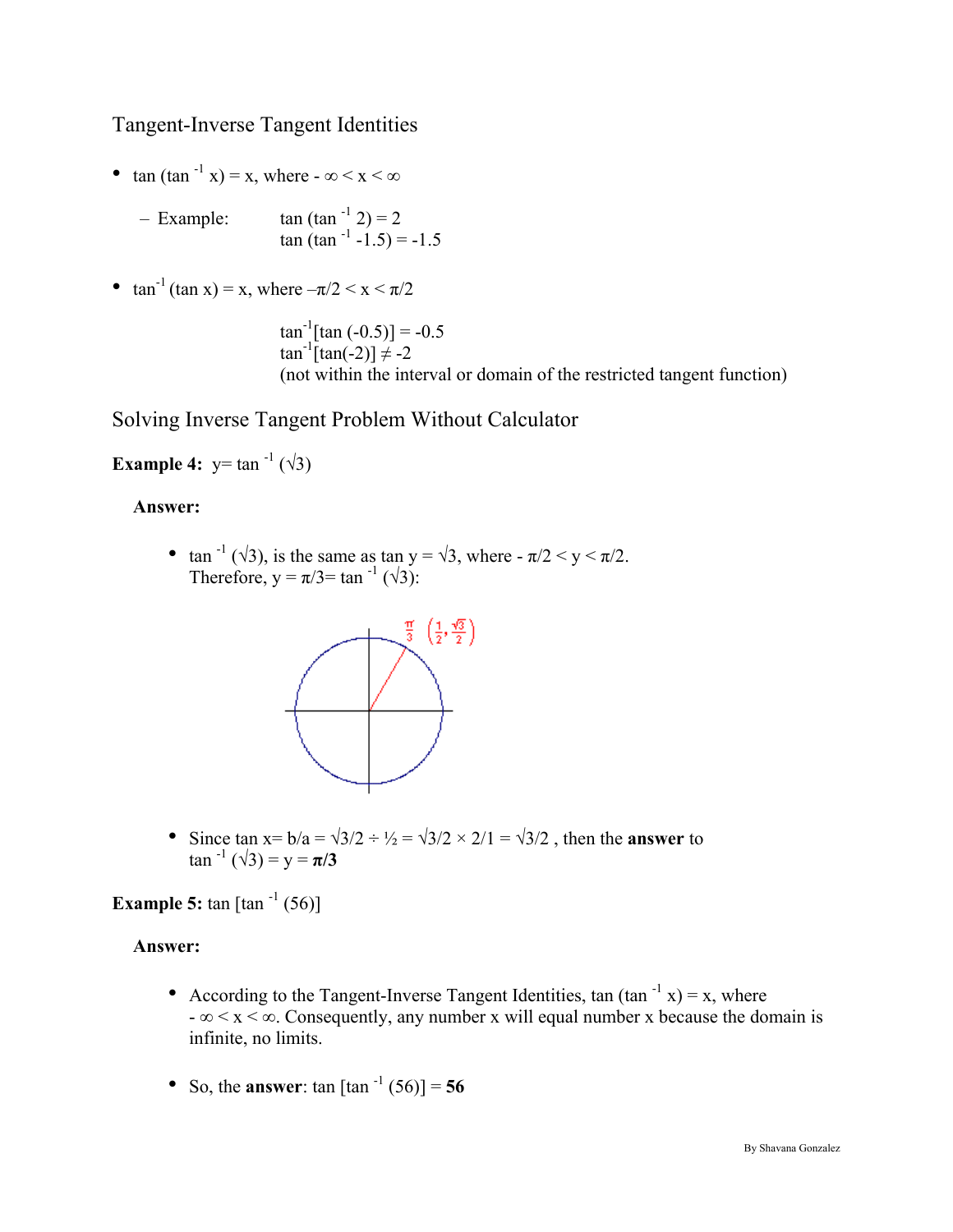## Tangent-Inverse Tangent Identities

- $\tan(\tan^{-1} x) = x$, where $-\infty < x < \infty$
  - Example: $\tan(\tan^{-1} 2) = 2$
    $\tan(\tan^{-1} -1.5) = -1.5$

- $\tan^{-1}(\tan x) = x$, where $-\pi/2 < x < \pi/2$

  $\tan^{-1}[\tan(-0.5)] = -0.5$
  $\tan^{-1}[\tan(-2)] \neq -2$
  (not within the interval or domain of the restricted tangent function)

## Solving Inverse Tangent Problem Without Calculator

**Example 4:** $y = \tan^{-1}(\sqrt{3})$

**Answer:**

- $\tan^{-1}(\sqrt{3})$, is the same as $\tan y = \sqrt{3}$, where $-\pi/2 < y < \pi/2$.
  Therefore, $y = \pi/3 = \tan^{-1}(\sqrt{3})$:

- Since $\tan x = b/a = \sqrt{3}/2 \div ½ = \sqrt{3}/2 \times 2/1 = \sqrt{3}/2$ , then the **answer** to $\tan^{-1}(\sqrt{3}) = y = \boldsymbol{\pi/3}$

**Example 5:** $\tan[\tan^{-1}(56)]$

**Answer:**

- According to the Tangent-Inverse Tangent Identities, $\tan(\tan^{-1} x) = x$, where $-\infty < x < \infty$. Consequently, any number x will equal number x because the domain is infinite, no limits.

- So, the **answer**: $\tan[\tan^{-1}(56)] =$ **56**

By Shavana Gonzalez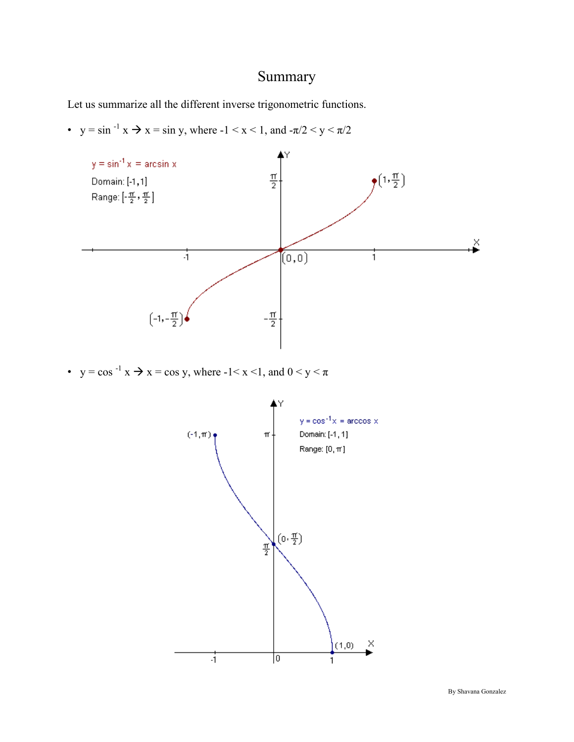# Summary

Let us summarize all the different inverse trigonometric functions.

- $y = \sin^{-1} x \rightarrow x = \sin y$, where $-1 < x < 1$, and $-\pi/2 < y < \pi/2$

$y = \sin^{-1} x = \arcsin x$

Domain: $[-1,1]$

Range: $[-\frac{\pi}{2}, \frac{\pi}{2}]$

- $y = \cos^{-1} x \rightarrow x = \cos y$, where $-1 < x < 1$, and $0 < y < \pi$

$y = \cos^{-1} x = \arccos x$

Domain: $[-1, 1]$

Range: $[0, \pi]$

By Shavana Gonzalez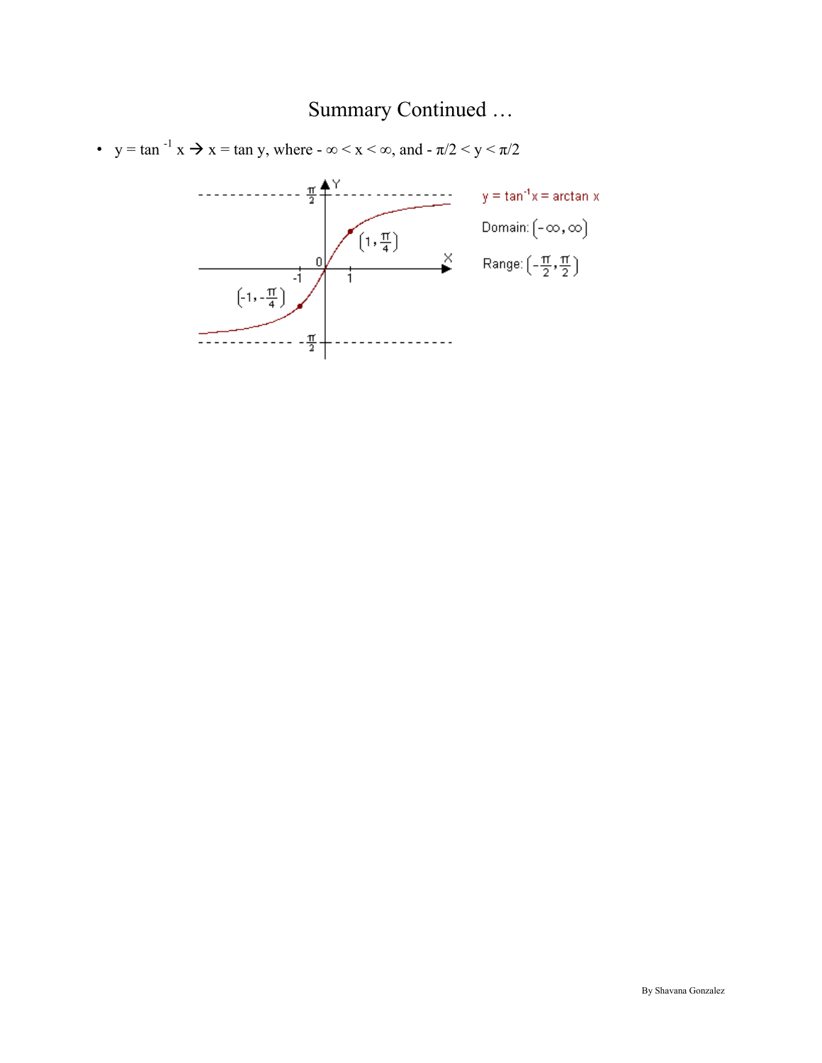# Summary Continued …

- $y = \tan^{-1} x \rightarrow x = \tan y$, where $-\infty < x < \infty$, and $-\pi/2 < y < \pi/2$

$\frac{\pi}{2}$

Y

X

0

-1

1

$\left(1, \frac{\pi}{4}\right)$

$\left(-1, -\frac{\pi}{4}\right)$

$-\frac{\pi}{2}$

$y = \tan^{-1} x = \arctan x$

Domain: $(-\infty, \infty)$

Range: $\left(-\frac{\pi}{2}, \frac{\pi}{2}\right)$

By Shavana Gonzalez